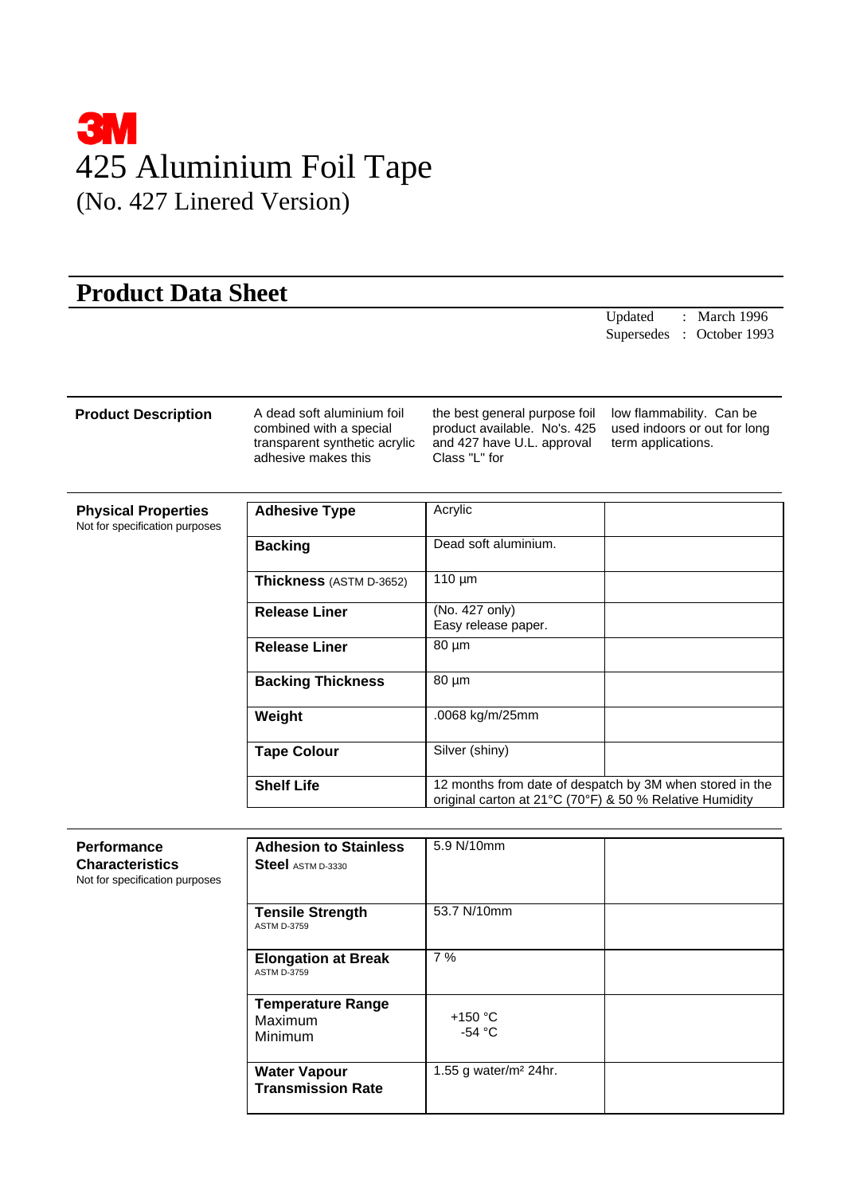# 3M

# 425 Aluminium Foil Tape

## (No. 427 Linered Version)

## Product Data Sheet

Updated : March 1996
Supersedes : October 1993

**Product Description**

A dead soft aluminium foil combined with a special transparent synthetic acrylic adhesive makes this the best general purpose foil product available. No's. 425 and 427 have U.L. approval Class "L" for low flammability. Can be used indoors or out for long term applications.

**Physical Properties**
Not for specification purposes

| | | |
|---|---|---|
| **Adhesive Type** | Acrylic | |
| **Backing** | Dead soft aluminium. | |
| **Thickness** (ASTM D-3652) | 110 µm | |
| **Release Liner** | (No. 427 only) Easy release paper. | |
| **Release Liner** | 80 µm | |
| **Backing Thickness** | 80 µm | |
| **Weight** | .0068 kg/m/25mm | |
| **Tape Colour** | Silver (shiny) | |
| **Shelf Life** | 12 months from date of despatch by 3M when stored in the original carton at 21°C (70°F) & 50 % Relative Humidity | |

**Performance Characteristics**
Not for specification purposes

| | | |
|---|---|---|
| **Adhesion to Stainless Steel** ASTM D-3330 | 5.9 N/10mm | |
| **Tensile Strength** ASTM D-3759 | 53.7 N/10mm | |
| **Elongation at Break** ASTM D-3759 | 7 % | |
| **Temperature Range** Maximum Minimum | +150 °C -54 °C | |
| **Water Vapour Transmission Rate** | 1.55 g water/m² 24hr. | |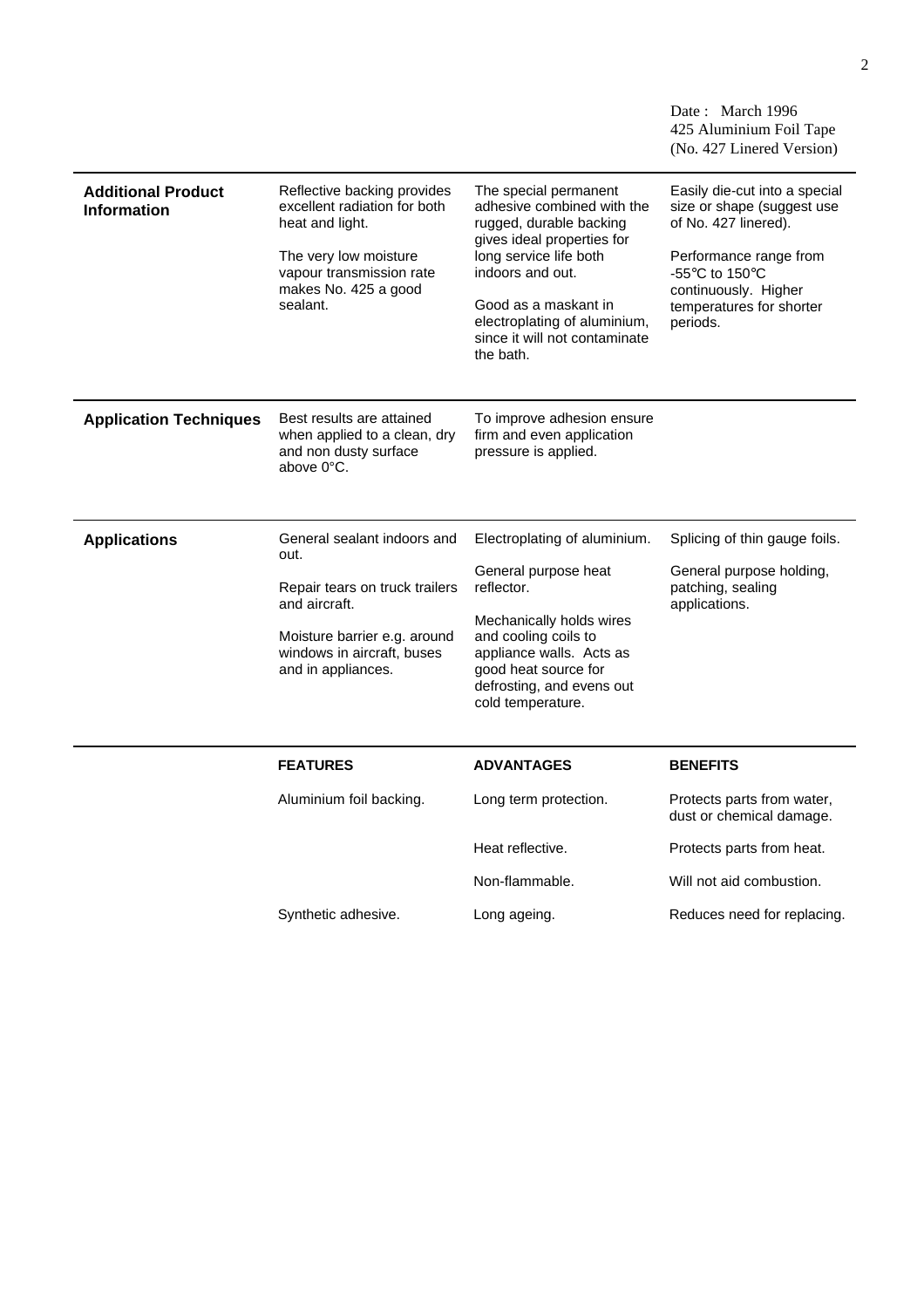Date : March 1996
425 Aluminium Foil Tape
(No. 427 Linered Version)

## Additional Product Information

Reflective backing provides excellent radiation for both heat and light.

The very low moisture vapour transmission rate makes No. 425 a good sealant.

The special permanent adhesive combined with the rugged, durable backing gives ideal properties for long service life both indoors and out.

Good as a maskant in electroplating of aluminium, since it will not contaminate the bath.

Easily die-cut into a special size or shape (suggest use of No. 427 linered).

Performance range from -55°C to 150°C continuously. Higher temperatures for shorter periods.

## Application Techniques

Best results are attained when applied to a clean, dry and non dusty surface above 0°C.

To improve adhesion ensure firm and even application pressure is applied.

## Applications

General sealant indoors and out.

Repair tears on truck trailers and aircraft.

Moisture barrier e.g. around windows in aircraft, buses and in appliances.

Electroplating of aluminium.

General purpose heat reflector.

Mechanically holds wires and cooling coils to appliance walls. Acts as good heat source for defrosting, and evens out cold temperature.

Splicing of thin gauge foils.

General purpose holding, patching, sealing applications.

| FEATURES | ADVANTAGES | BENEFITS |
| --- | --- | --- |
| Aluminium foil backing. | Long term protection. | Protects parts from water, dust or chemical damage. |
| | Heat reflective. | Protects parts from heat. |
| | Non-flammable. | Will not aid combustion. |
| Synthetic adhesive. | Long ageing. | Reduces need for replacing. |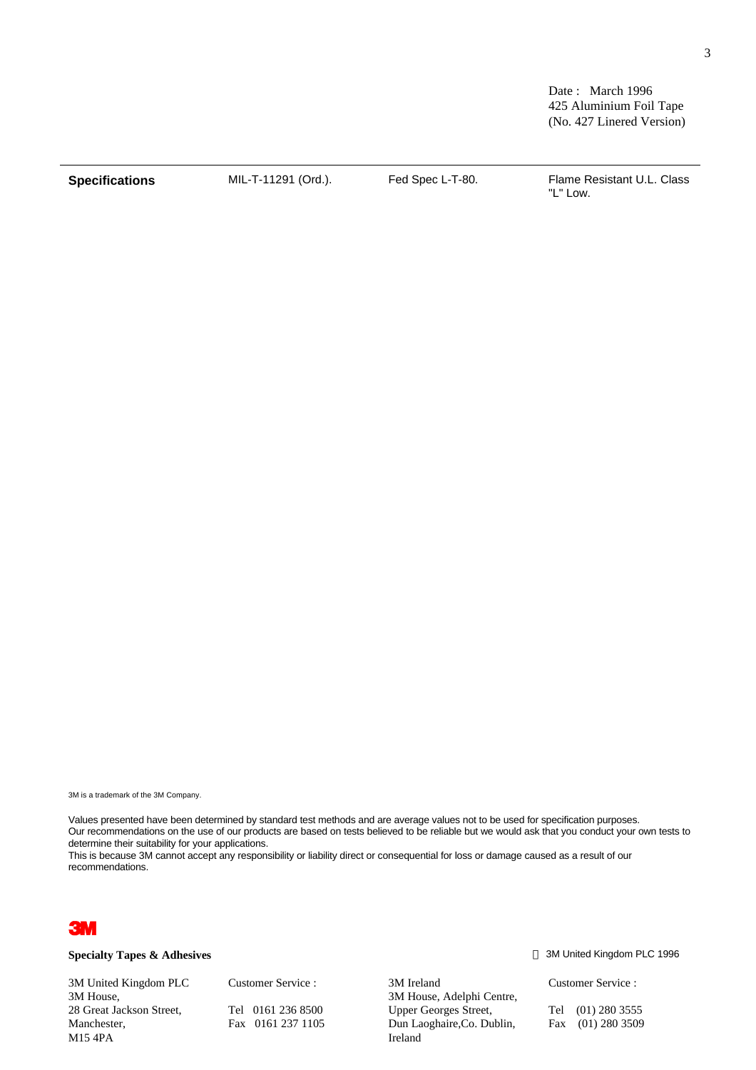Date : March 1996
425 Aluminium Foil Tape
(No. 427 Linered Version)

| | | | |
|---|---|---|---|
| **Specifications** | MIL-T-11291 (Ord.). | Fed Spec L-T-80. | Flame Resistant U.L. Class "L" Low. |

3M is a trademark of the 3M Company.

Values presented have been determined by standard test methods and are average values not to be used for specification purposes.
Our recommendations on the use of our products are based on tests believed to be reliable but we would ask that you conduct your own tests to determine their suitability for your applications.
This is because 3M cannot accept any responsibility or liability direct or consequential for loss or damage caused as a result of our recommendations.

3M

**Specialty Tapes & Adhesives**

© 3M United Kingdom PLC 1996

| | | | |
|---|---|---|---|
| 3M United Kingdom PLC<br>3M House,<br>28 Great Jackson Street,<br>Manchester,<br>M15 4PA | Customer Service :<br><br>Tel 0161 236 8500<br>Fax 0161 237 1105 | 3M Ireland<br>3M House, Adelphi Centre,<br>Upper Georges Street,<br>Dun Laoghaire,Co. Dublin,<br>Ireland | Customer Service :<br><br>Tel (01) 280 3555<br>Fax (01) 280 3509 |